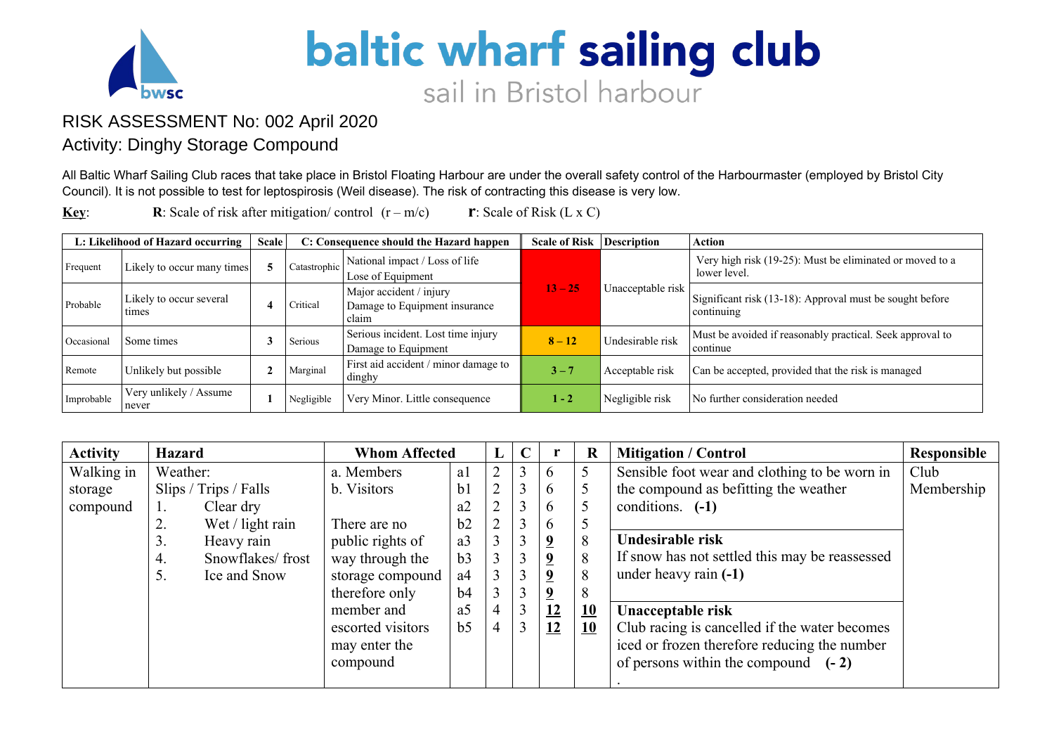# baltic wharf sailing club

sail in Bristol harbour

## RISK ASSESSMENT No: 002 April 2020

## Activity: Dinghy Storage Compound

All Baltic Wharf Sailing Club races that take place in Bristol Floating Harbour are under the overall safety control of the Harbourmaster (employed by Bristol City Council). It is not possible to test for leptospirosis (Weil disease). The risk of contracting this disease is very low.

**Key**: **R**: Scale of risk after mitigation/ control (r – m/c) **r**: Scale of Risk (L x C)

| L: Likelihood of Hazard occurring | | Scale | C: Consequence should the Hazard happen | | Scale of Risk | Description | Action |
|---|---|---|---|---|---|---|---|
| Frequent | Likely to occur many times | 5 | Catastrophic | National impact / Loss of life<br>Lose of Equipment | 13 – 25 | Unacceptable risk | Very high risk (19-25): Must be eliminated or moved to a lower level. |
| Probable | Likely to occur several times | 4 | Critical | Major accident / injury<br>Damage to Equipment insurance claim | | | Significant risk (13-18): Approval must be sought before continuing |
| Occasional | Some times | 3 | Serious | Serious incident. Lost time injury<br>Damage to Equipment | 8 – 12 | Undesirable risk | Must be avoided if reasonably practical. Seek approval to continue |
| Remote | Unlikely but possible | 2 | Marginal | First aid accident / minor damage to dinghy | 3 – 7 | Acceptable risk | Can be accepted, provided that the risk is managed |
| Improbable | Very unlikely / Assume never | 1 | Negligible | Very Minor. Little consequence | 1 - 2 | Negligible risk | No further consideration needed |

| Activity | Hazard | Whom Affected | | L | C | r | R | Mitigation / Control | Responsible |
|---|---|---|---|---|---|---|---|---|---|
| Walking in storage compound | Weather:<br>Slips / Trips / Falls<br>1. Clear dry<br>2. Wet / light rain<br>3. Heavy rain<br>4. Snowflakes/ frost<br>5. Ice and Snow | a. Members<br>b. Visitors<br><br>There are no public rights of way through the storage compound therefore only member and escorted visitors may enter the compound | a1 | 2 | 3 | 6 | 5 | Sensible foot wear and clothing to be worn in the compound as befitting the weather conditions. **(-1)** | Club Membership |
| | | | b1 | 2 | 3 | 6 | 5 | | |
| | | | a2 | 2 | 3 | 6 | 5 | | |
| | | | b2 | 2 | 3 | 6 | 5 | | |
| | | | a3 | 3 | 3 | **9** | 8 | **Undesirable risk**<br>If snow has not settled this may be reassessed under heavy rain **(-1)** | |
| | | | b3 | 3 | 3 | **9** | 8 | | |
| | | | a4 | 3 | 3 | **9** | 8 | | |
| | | | b4 | 3 | 3 | **9** | 8 | | |
| | | | a5 | 4 | 3 | **12** | **10** | **Unacceptable risk**<br>Club racing is cancelled if the water becomes iced or frozen therefore reducing the number of persons within the compound **(- 2)** | |
| | | | b5 | 4 | 3 | **12** | **10** | | |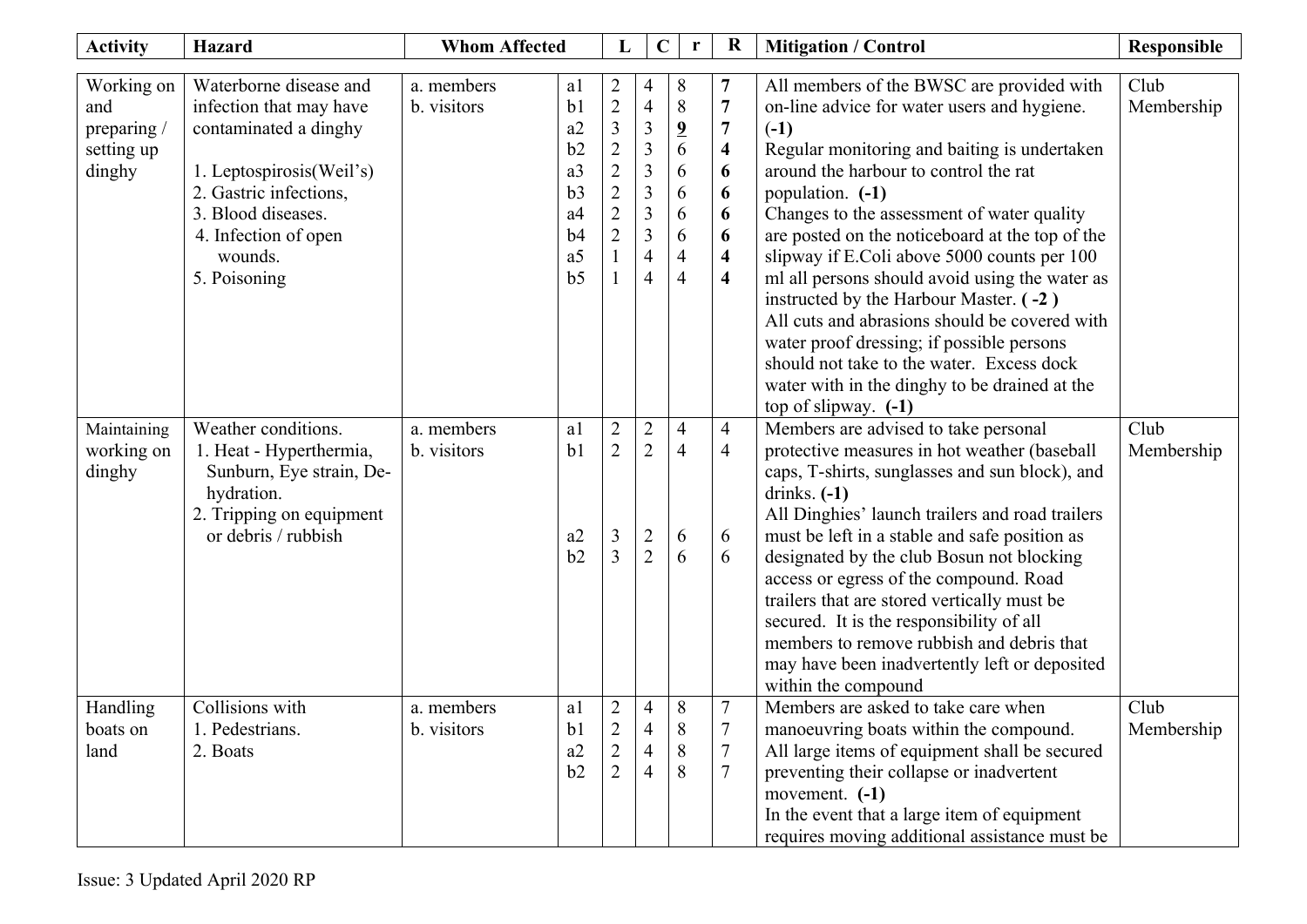| Activity | Hazard | Whom Affected | | L | C | r | R | Mitigation / Control | Responsible |
|---|---|---|---|---|---|---|---|---|---|
| Working on and preparing / setting up dinghy | Waterborne disease and infection that may have contaminated a dinghy<br><br>1. Leptospirosis(Weil's)<br>2. Gastric infections,<br>3. Blood diseases.<br>4. Infection of open wounds.<br>5. Poisoning | a. members<br>b. visitors | a1<br>b1<br>a2<br>b2<br>a3<br>b3<br>a4<br>b4<br>a5<br>b5 | 2<br>2<br>3<br>2<br>2<br>2<br>2<br>2<br>1<br>1 | 4<br>4<br>3<br>3<br>3<br>3<br>3<br>3<br>4<br>4 | 8<br>8<br>**9**<br>6<br>6<br>6<br>6<br>6<br>4<br>4 | **7**<br>**7**<br>**7**<br>**4**<br>**6**<br>**6**<br>**6**<br>**6**<br>**4**<br>**4** | All members of the BWSC are provided with on-line advice for water users and hygiene. **(-1)**<br>Regular monitoring and baiting is undertaken around the harbour to control the rat population. **(-1)**<br>Changes to the assessment of water quality are posted on the noticeboard at the top of the slipway if E.Coli above 5000 counts per 100 ml all persons should avoid using the water as instructed by the Harbour Master. **( -2 )**<br>All cuts and abrasions should be covered with water proof dressing; if possible persons should not take to the water. Excess dock water with in the dinghy to be drained at the top of slipway. **(-1)** | Club Membership |
| Maintaining working on dinghy | Weather conditions.<br>1. Heat - Hyperthermia, Sunburn, Eye strain, De-hydration.<br>2. Tripping on equipment or debris / rubbish | a. members<br>b. visitors | a1<br>b1<br><br>a2<br>b2 | 2<br>2<br><br>3<br>3 | 2<br>2<br><br>2<br>2 | 4<br>4<br><br>6<br>6 | 4<br>4<br><br>6<br>6 | Members are advised to take personal protective measures in hot weather (baseball caps, T-shirts, sunglasses and sun block), and drinks. **(-1)**<br>All Dinghies' launch trailers and road trailers must be left in a stable and safe position as designated by the club Bosun not blocking access or egress of the compound. Road trailers that are stored vertically must be secured. It is the responsibility of all members to remove rubbish and debris that may have been inadvertently left or deposited within the compound | Club Membership |
| Handling boats on land | Collisions with<br>1. Pedestrians.<br>2. Boats | a. members<br>b. visitors | a1<br>b1<br>a2<br>b2 | 2<br>2<br>2<br>2 | 4<br>4<br>4<br>4 | 8<br>8<br>8<br>8 | 7<br>7<br>7<br>7 | Members are asked to take care when manoeuvring boats within the compound.<br>All large items of equipment shall be secured preventing their collapse or inadvertent movement. **(-1)**<br>In the event that a large item of equipment requires moving additional assistance must be | Club Membership |

Issue: 3 Updated April 2020 RP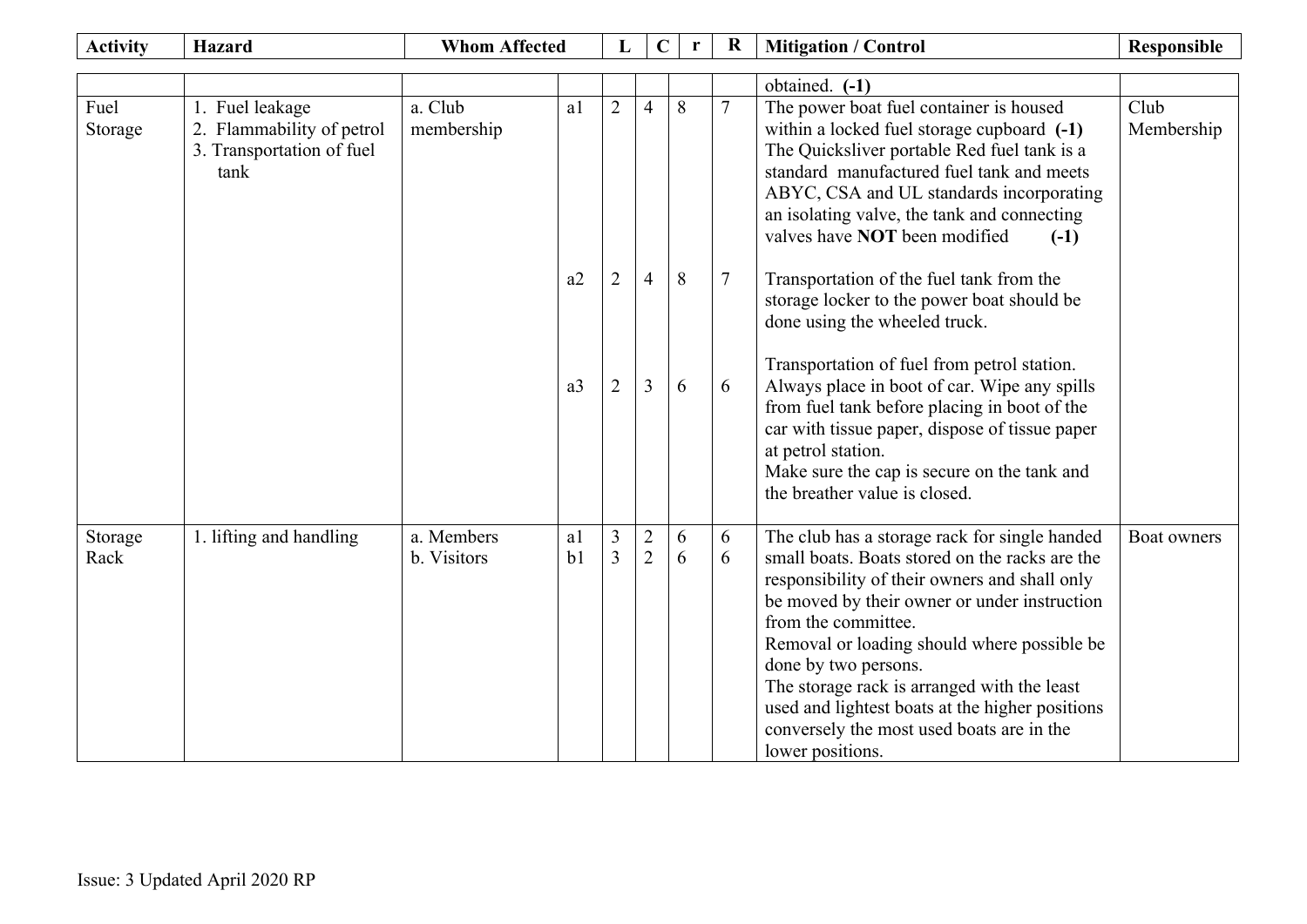| Activity | Hazard | Whom Affected | | L | C | r | R | Mitigation / Control | Responsible |
|---|---|---|---|---|---|---|---|---|---|
| | | | | | | | | obtained. **(-1)** | |
| Fuel Storage | 1. Fuel leakage<br>2. Flammability of petrol<br>3. Transportation of fuel tank | a. Club membership | a1 | 2 | 4 | 8 | 7 | The power boat fuel container is housed within a locked fuel storage cupboard **(-1)**<br>The Quicksliver portable Red fuel tank is a standard manufactured fuel tank and meets ABYC, CSA and UL standards incorporating an isolating valve, the tank and connecting valves have **NOT** been modified **(-1)** | Club Membership |
| | | | a2 | 2 | 4 | 8 | 7 | Transportation of the fuel tank from the storage locker to the power boat should be done using the wheeled truck. | |
| | | | a3 | 2 | 3 | 6 | 6 | Transportation of fuel from petrol station. Always place in boot of car. Wipe any spills from fuel tank before placing in boot of the car with tissue paper, dispose of tissue paper at petrol station.<br>Make sure the cap is secure on the tank and the breather value is closed. | |
| Storage Rack | 1. lifting and handling | a. Members<br>b. Visitors | a1<br>b1 | 3<br>3 | 2<br>2 | 6<br>6 | 6<br>6 | The club has a storage rack for single handed small boats. Boats stored on the racks are the responsibility of their owners and shall only be moved by their owner or under instruction from the committee.<br>Removal or loading should where possible be done by two persons.<br>The storage rack is arranged with the least used and lightest boats at the higher positions conversely the most used boats are in the lower positions. | Boat owners |

Issue: 3 Updated April 2020 RP